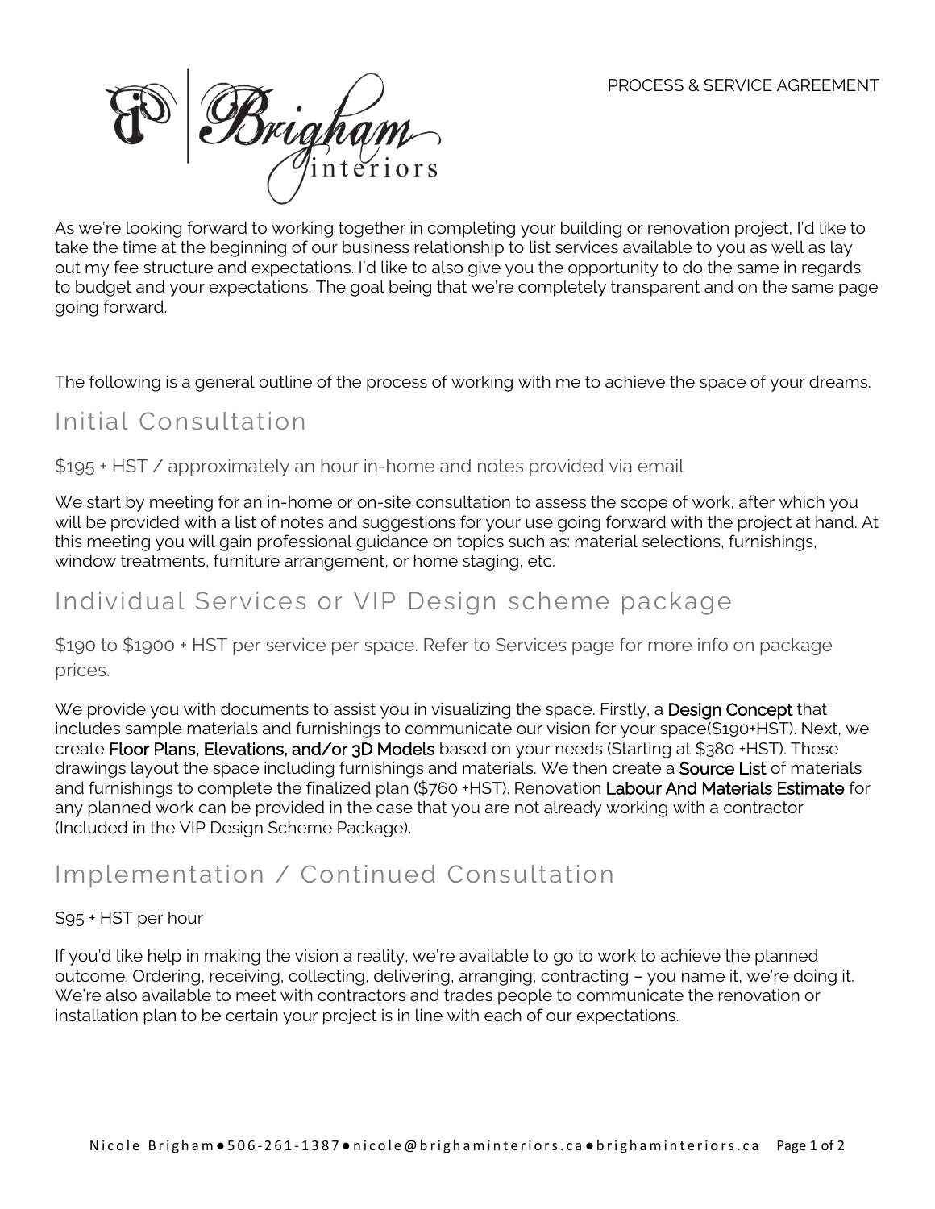PROCESS & SERVICE AGREEMENT

As we're looking forward to working together in completing your building or renovation project, I'd like to take the time at the beginning of our business relationship to list services available to you as well as lay out my fee structure and expectations. I'd like to also give you the opportunity to do the same in regards to budget and your expectations. The goal being that we're completely transparent and on the same page going forward.

The following is a general outline of the process of working with me to achieve the space of your dreams.

## Initial Consultation

$195 + HST / approximately an hour in-home and notes provided via email

We start by meeting for an in-home or on-site consultation to assess the scope of work, after which you will be provided with a list of notes and suggestions for your use going forward with the project at hand. At this meeting you will gain professional guidance on topics such as: material selections, furnishings, window treatments, furniture arrangement, or home staging, etc.

## Individual Services or VIP Design scheme package

$190 to $1900 + HST per service per space. Refer to Services page for more info on package prices.

We provide you with documents to assist you in visualizing the space. Firstly, a Design Concept that includes sample materials and furnishings to communicate our vision for your space($190+HST). Next, we create Floor Plans, Elevations, and/or 3D Models based on your needs (Starting at $380 +HST). These drawings layout the space including furnishings and materials. We then create a Source List of materials and furnishings to complete the finalized plan ($760 +HST). Renovation Labour And Materials Estimate for any planned work can be provided in the case that you are not already working with a contractor (Included in the VIP Design Scheme Package).

## Implementation / Continued Consultation

$95 + HST per hour

If you'd like help in making the vision a reality, we're available to go to work to achieve the planned outcome. Ordering, receiving, collecting, delivering, arranging, contracting – you name it, we're doing it. We're also available to meet with contractors and trades people to communicate the renovation or installation plan to be certain your project is in line with each of our expectations.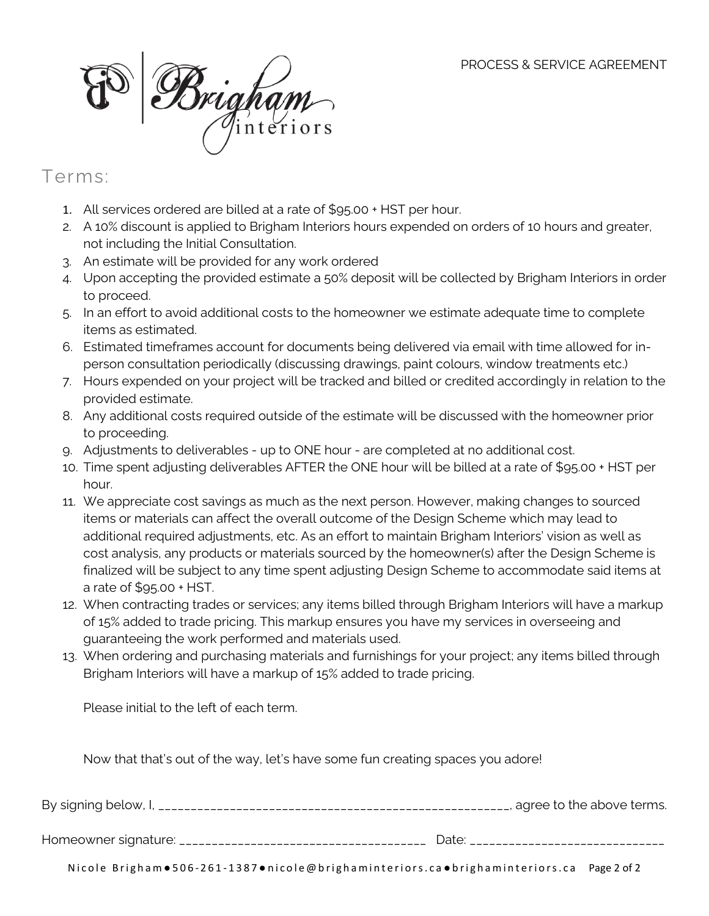## Terms:

1. All services ordered are billed at a rate of $95.00 + HST per hour.
2. A 10% discount is applied to Brigham Interiors hours expended on orders of 10 hours and greater, not including the Initial Consultation.
3. An estimate will be provided for any work ordered
4. Upon accepting the provided estimate a 50% deposit will be collected by Brigham Interiors in order to proceed.
5. In an effort to avoid additional costs to the homeowner we estimate adequate time to complete items as estimated.
6. Estimated timeframes account for documents being delivered via email with time allowed for in-person consultation periodically (discussing drawings, paint colours, window treatments etc.)
7. Hours expended on your project will be tracked and billed or credited accordingly in relation to the provided estimate.
8. Any additional costs required outside of the estimate will be discussed with the homeowner prior to proceeding.
9. Adjustments to deliverables - up to ONE hour - are completed at no additional cost.
10. Time spent adjusting deliverables AFTER the ONE hour will be billed at a rate of $95.00 + HST per hour.
11. We appreciate cost savings as much as the next person. However, making changes to sourced items or materials can affect the overall outcome of the Design Scheme which may lead to additional required adjustments, etc. As an effort to maintain Brigham Interiors' vision as well as cost analysis, any products or materials sourced by the homeowner(s) after the Design Scheme is finalized will be subject to any time spent adjusting Design Scheme to accommodate said items at a rate of $95.00 + HST.
12. When contracting trades or services; any items billed through Brigham Interiors will have a markup of 15% added to trade pricing. This markup ensures you have my services in overseeing and guaranteeing the work performed and materials used.
13. When ordering and purchasing materials and furnishings for your project; any items billed through Brigham Interiors will have a markup of 15% added to trade pricing.

Please initial to the left of each term.

Now that that's out of the way, let's have some fun creating spaces you adore!

By signing below, I, ______________________________________________________, agree to the above terms.

Homeowner signature: _____________________________________ Date: ____________________________

Nicole Brigham ● 506-261-1387 ● nicole@brighaminteriors.ca ● brighaminteriors.ca